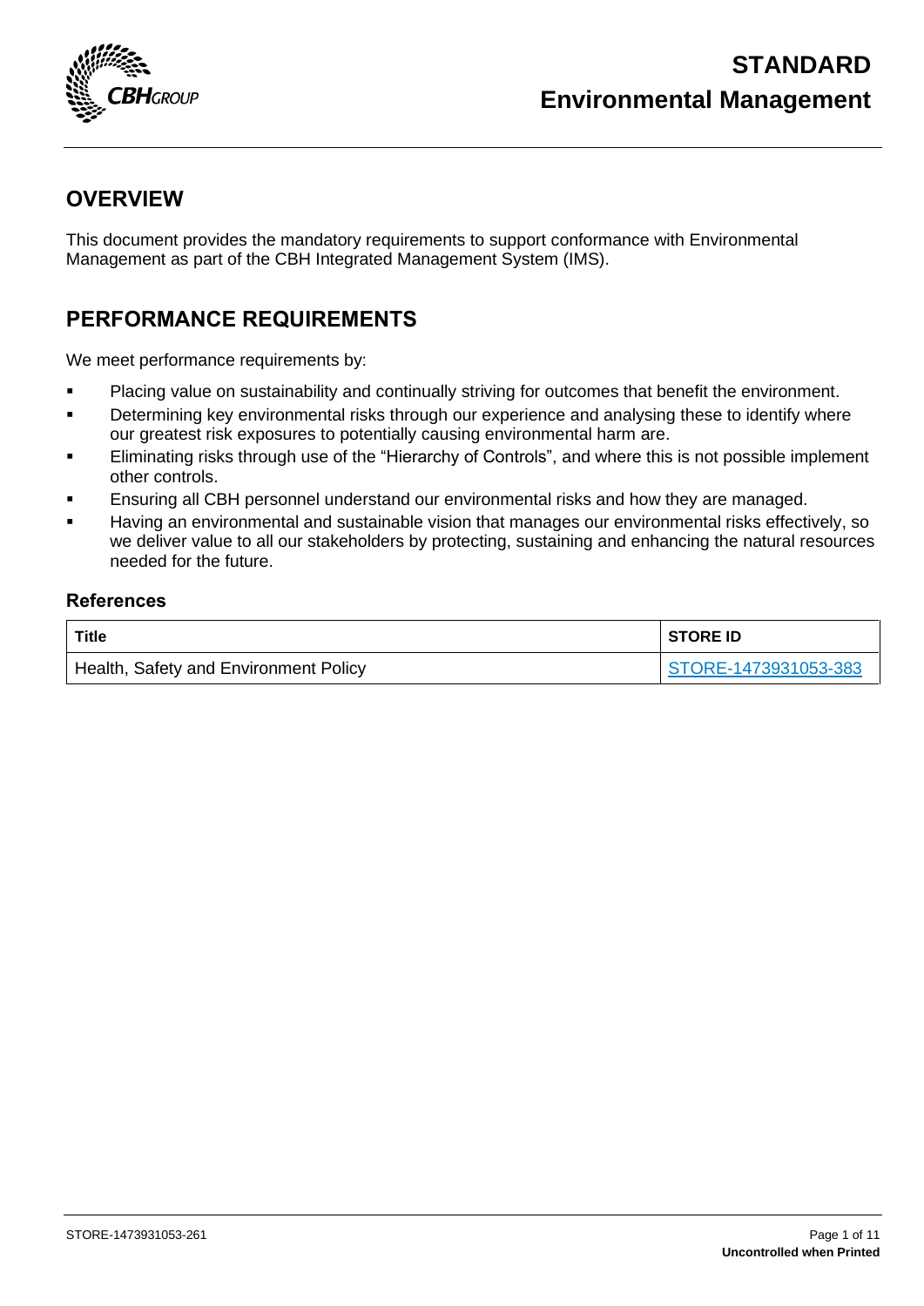# STANDARD
# Environmental Management

## OVERVIEW

This document provides the mandatory requirements to support conformance with Environmental Management as part of the CBH Integrated Management System (IMS).

## PERFORMANCE REQUIREMENTS

We meet performance requirements by:

- Placing value on sustainability and continually striving for outcomes that benefit the environment.
- Determining key environmental risks through our experience and analysing these to identify where our greatest risk exposures to potentially causing environmental harm are.
- Eliminating risks through use of the "Hierarchy of Controls", and where this is not possible implement other controls.
- Ensuring all CBH personnel understand our environmental risks and how they are managed.
- Having an environmental and sustainable vision that manages our environmental risks effectively, so we deliver value to all our stakeholders by protecting, sustaining and enhancing the natural resources needed for the future.

### References

| Title | STORE ID |
|---|---|
| Health, Safety and Environment Policy | STORE-1473931053-383 |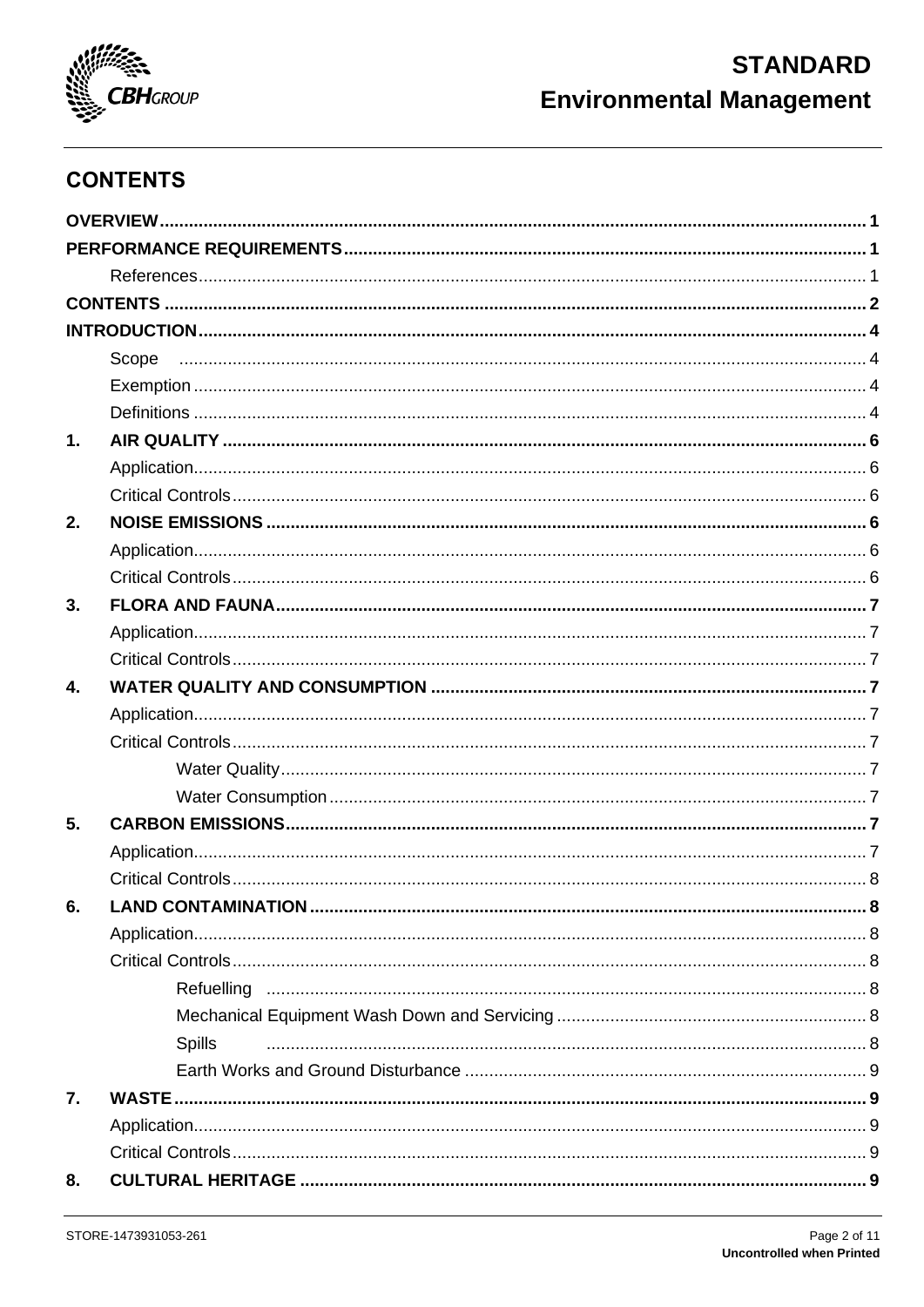## CONTENTS

**OVERVIEW** ..... 1

**PERFORMANCE REQUIREMENTS** ..... 1

- References ..... 1

**CONTENTS** ..... 2

**INTRODUCTION** ..... 4

- Scope ..... 4
- Exemption ..... 4
- Definitions ..... 4

**1. AIR QUALITY** ..... 6

- Application ..... 6
- Critical Controls ..... 6

**2. NOISE EMISSIONS** ..... 6

- Application ..... 6
- Critical Controls ..... 6

**3. FLORA AND FAUNA** ..... 7

- Application ..... 7
- Critical Controls ..... 7

**4. WATER QUALITY AND CONSUMPTION** ..... 7

- Application ..... 7
- Critical Controls ..... 7
  - Water Quality ..... 7
  - Water Consumption ..... 7

**5. CARBON EMISSIONS** ..... 7

- Application ..... 7
- Critical Controls ..... 8

**6. LAND CONTAMINATION** ..... 8

- Application ..... 8
- Critical Controls ..... 8
  - Refuelling ..... 8
  - Mechanical Equipment Wash Down and Servicing ..... 8
  - Spills ..... 8
  - Earth Works and Ground Disturbance ..... 9

**7. WASTE** ..... 9

- Application ..... 9
- Critical Controls ..... 9

**8. CULTURAL HERITAGE** ..... 9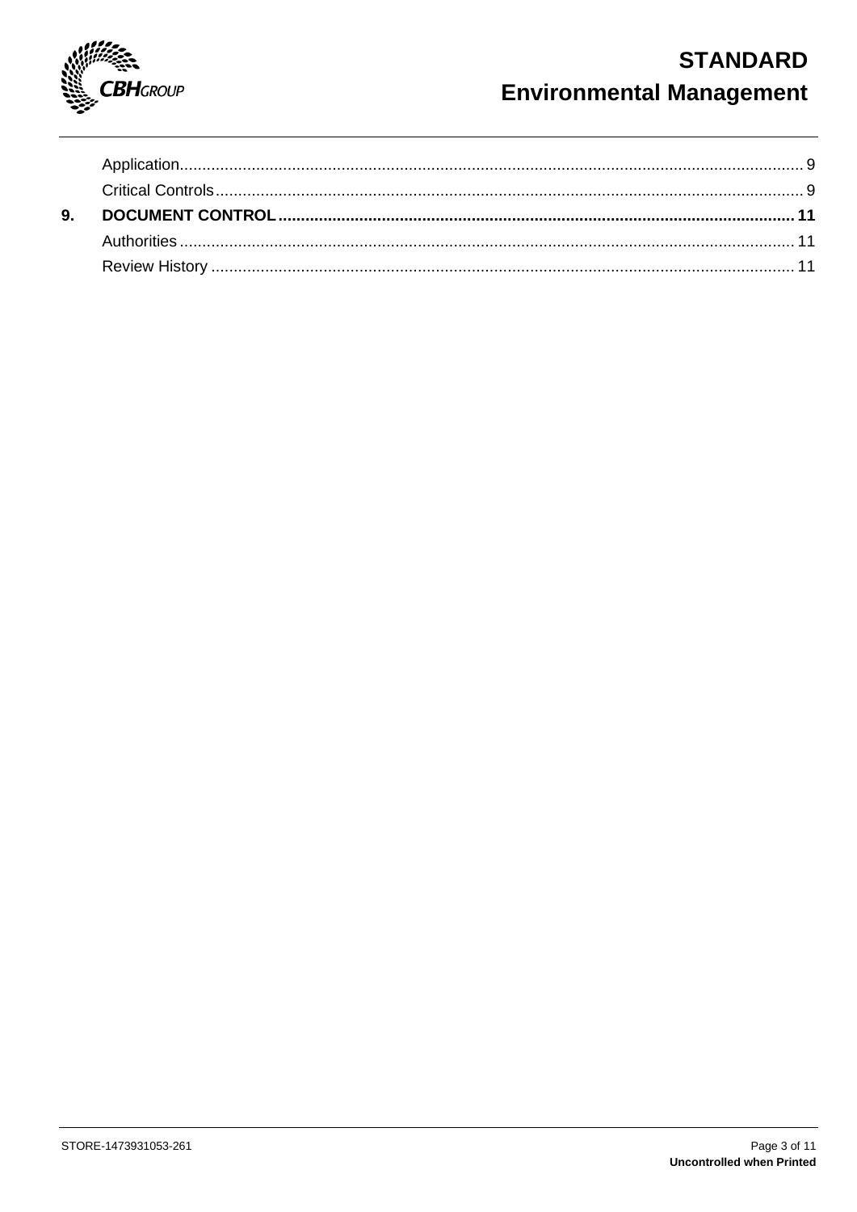Application ........................................................................................................................................ 9
Critical Controls .................................................................................................................................. 9

**9. DOCUMENT CONTROL ................................................................................................................ 11**

Authorities ......................................................................................................................................... 11
Review History .................................................................................................................................. 11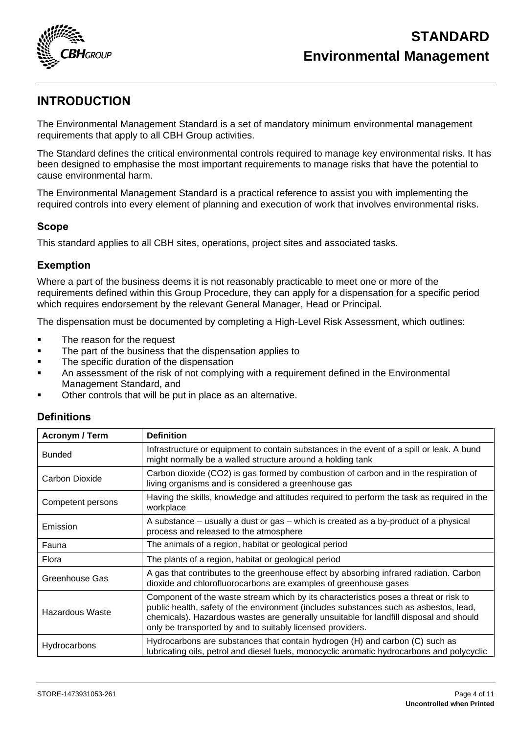# INTRODUCTION

The Environmental Management Standard is a set of mandatory minimum environmental management requirements that apply to all CBH Group activities.

The Standard defines the critical environmental controls required to manage key environmental risks. It has been designed to emphasise the most important requirements to manage risks that have the potential to cause environmental harm.

The Environmental Management Standard is a practical reference to assist you with implementing the required controls into every element of planning and execution of work that involves environmental risks.

## Scope

This standard applies to all CBH sites, operations, project sites and associated tasks.

## Exemption

Where a part of the business deems it is not reasonably practicable to meet one or more of the requirements defined within this Group Procedure, they can apply for a dispensation for a specific period which requires endorsement by the relevant General Manager, Head or Principal.

The dispensation must be documented by completing a High-Level Risk Assessment, which outlines:

- The reason for the request
- The part of the business that the dispensation applies to
- The specific duration of the dispensation
- An assessment of the risk of not complying with a requirement defined in the Environmental Management Standard, and
- Other controls that will be put in place as an alternative.

## Definitions

| Acronym / Term | Definition |
|---|---|
| Bunded | Infrastructure or equipment to contain substances in the event of a spill or leak. A bund might normally be a walled structure around a holding tank |
| Carbon Dioxide | Carbon dioxide ($CO_2$) is gas formed by combustion of carbon and in the respiration of living organisms and is considered a greenhouse gas |
| Competent persons | Having the skills, knowledge and attitudes required to perform the task as required in the workplace |
| Emission | A substance – usually a dust or gas – which is created as a by-product of a physical process and released to the atmosphere |
| Fauna | The animals of a region, habitat or geological period |
| Flora | The plants of a region, habitat or geological period |
| Greenhouse Gas | A gas that contributes to the greenhouse effect by absorbing infrared radiation. Carbon dioxide and chlorofluorocarbons are examples of greenhouse gases |
| Hazardous Waste | Component of the waste stream which by its characteristics poses a threat or risk to public health, safety of the environment (includes substances such as asbestos, lead, chemicals). Hazardous wastes are generally unsuitable for landfill disposal and should only be transported by and to suitably licensed providers. |
| Hydrocarbons | Hydrocarbons are substances that contain hydrogen (H) and carbon (C) such as lubricating oils, petrol and diesel fuels, monocyclic aromatic hydrocarbons and polycyclic |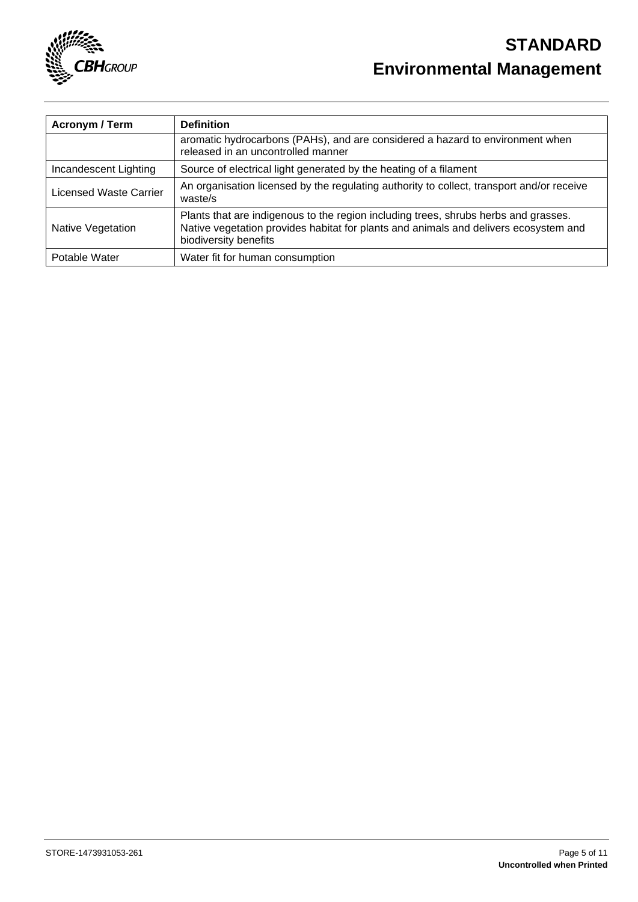| Acronym / Term | Definition |
|---|---|
| | aromatic hydrocarbons (PAHs), and are considered a hazard to environment when released in an uncontrolled manner |
| Incandescent Lighting | Source of electrical light generated by the heating of a filament |
| Licensed Waste Carrier | An organisation licensed by the regulating authority to collect, transport and/or receive waste/s |
| Native Vegetation | Plants that are indigenous to the region including trees, shrubs herbs and grasses. Native vegetation provides habitat for plants and animals and delivers ecosystem and biodiversity benefits |
| Potable Water | Water fit for human consumption |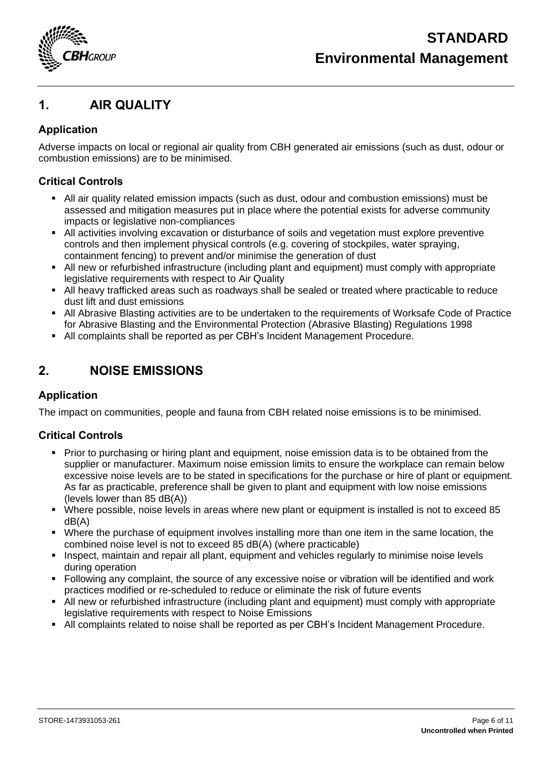## 1. AIR QUALITY

### Application

Adverse impacts on local or regional air quality from CBH generated air emissions (such as dust, odour or combustion emissions) are to be minimised.

### Critical Controls

- All air quality related emission impacts (such as dust, odour and combustion emissions) must be assessed and mitigation measures put in place where the potential exists for adverse community impacts or legislative non-compliances
- All activities involving excavation or disturbance of soils and vegetation must explore preventive controls and then implement physical controls (e.g. covering of stockpiles, water spraying, containment fencing) to prevent and/or minimise the generation of dust
- All new or refurbished infrastructure (including plant and equipment) must comply with appropriate legislative requirements with respect to Air Quality
- All heavy trafficked areas such as roadways shall be sealed or treated where practicable to reduce dust lift and dust emissions
- All Abrasive Blasting activities are to be undertaken to the requirements of Worksafe Code of Practice for Abrasive Blasting and the Environmental Protection (Abrasive Blasting) Regulations 1998
- All complaints shall be reported as per CBH's Incident Management Procedure.

## 2. NOISE EMISSIONS

### Application

The impact on communities, people and fauna from CBH related noise emissions is to be minimised.

### Critical Controls

- Prior to purchasing or hiring plant and equipment, noise emission data is to be obtained from the supplier or manufacturer. Maximum noise emission limits to ensure the workplace can remain below excessive noise levels are to be stated in specifications for the purchase or hire of plant or equipment. As far as practicable, preference shall be given to plant and equipment with low noise emissions (levels lower than 85 dB(A))
- Where possible, noise levels in areas where new plant or equipment is installed is not to exceed 85 dB(A)
- Where the purchase of equipment involves installing more than one item in the same location, the combined noise level is not to exceed 85 dB(A) (where practicable)
- Inspect, maintain and repair all plant, equipment and vehicles regularly to minimise noise levels during operation
- Following any complaint, the source of any excessive noise or vibration will be identified and work practices modified or re-scheduled to reduce or eliminate the risk of future events
- All new or refurbished infrastructure (including plant and equipment) must comply with appropriate legislative requirements with respect to Noise Emissions
- All complaints related to noise shall be reported as per CBH's Incident Management Procedure.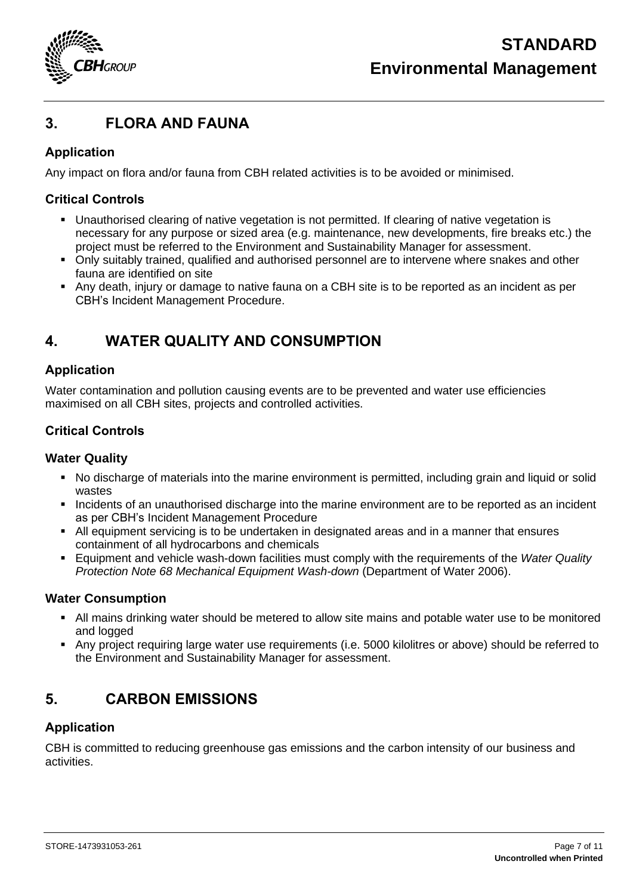## 3. FLORA AND FAUNA

### Application

Any impact on flora and/or fauna from CBH related activities is to be avoided or minimised.

### Critical Controls

- Unauthorised clearing of native vegetation is not permitted. If clearing of native vegetation is necessary for any purpose or sized area (e.g. maintenance, new developments, fire breaks etc.) the project must be referred to the Environment and Sustainability Manager for assessment.
- Only suitably trained, qualified and authorised personnel are to intervene where snakes and other fauna are identified on site
- Any death, injury or damage to native fauna on a CBH site is to be reported as an incident as per CBH's Incident Management Procedure.

## 4. WATER QUALITY AND CONSUMPTION

### Application

Water contamination and pollution causing events are to be prevented and water use efficiencies maximised on all CBH sites, projects and controlled activities.

### Critical Controls

#### Water Quality

- No discharge of materials into the marine environment is permitted, including grain and liquid or solid wastes
- Incidents of an unauthorised discharge into the marine environment are to be reported as an incident as per CBH's Incident Management Procedure
- All equipment servicing is to be undertaken in designated areas and in a manner that ensures containment of all hydrocarbons and chemicals
- Equipment and vehicle wash-down facilities must comply with the requirements of the *Water Quality Protection Note 68 Mechanical Equipment Wash-down* (Department of Water 2006).

#### Water Consumption

- All mains drinking water should be metered to allow site mains and potable water use to be monitored and logged
- Any project requiring large water use requirements (i.e. 5000 kilolitres or above) should be referred to the Environment and Sustainability Manager for assessment.

## 5. CARBON EMISSIONS

### Application

CBH is committed to reducing greenhouse gas emissions and the carbon intensity of our business and activities.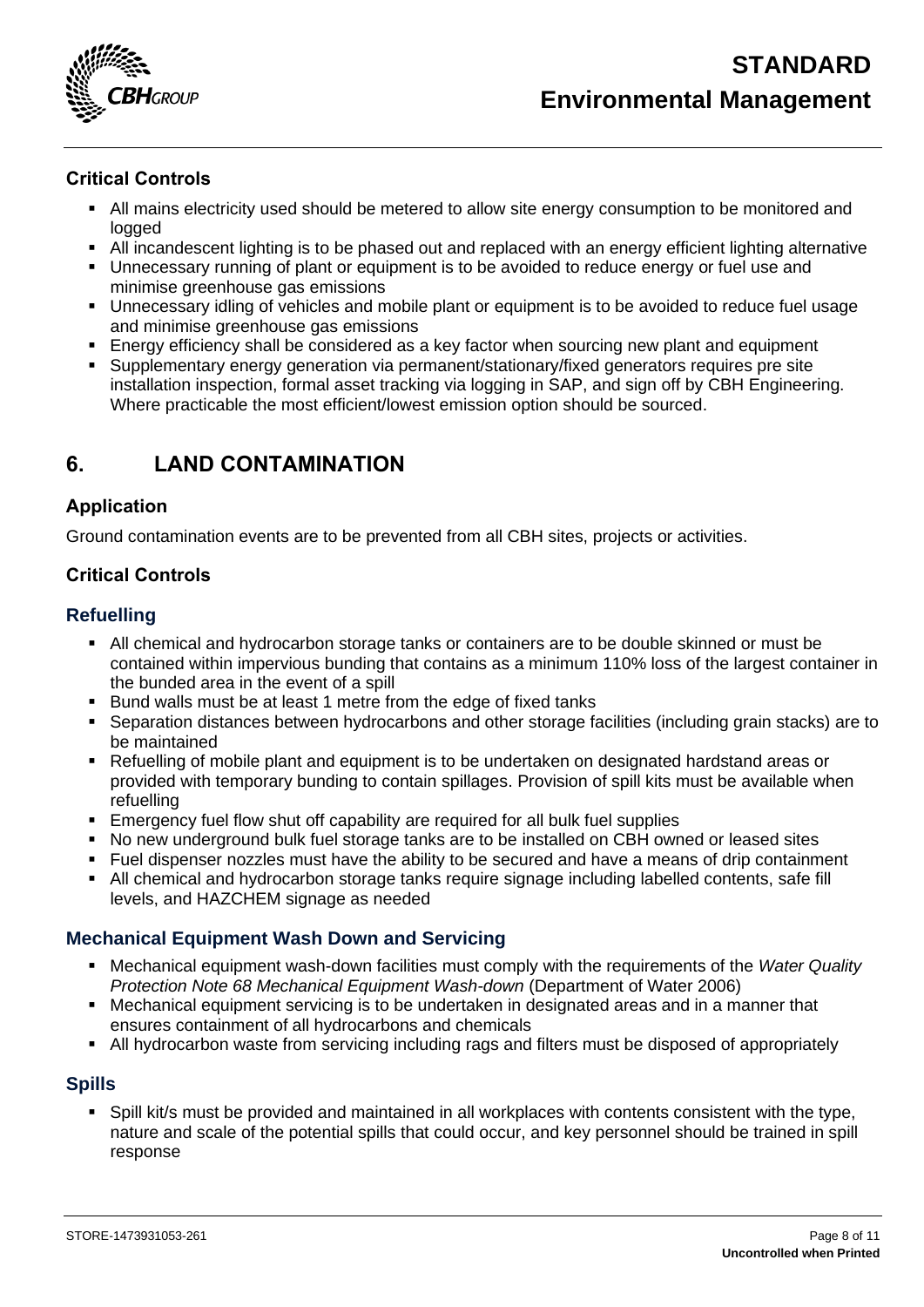### Critical Controls

- All mains electricity used should be metered to allow site energy consumption to be monitored and logged
- All incandescent lighting is to be phased out and replaced with an energy efficient lighting alternative
- Unnecessary running of plant or equipment is to be avoided to reduce energy or fuel use and minimise greenhouse gas emissions
- Unnecessary idling of vehicles and mobile plant or equipment is to be avoided to reduce fuel usage and minimise greenhouse gas emissions
- Energy efficiency shall be considered as a key factor when sourcing new plant and equipment
- Supplementary energy generation via permanent/stationary/fixed generators requires pre site installation inspection, formal asset tracking via logging in SAP, and sign off by CBH Engineering. Where practicable the most efficient/lowest emission option should be sourced.

## 6. LAND CONTAMINATION

### Application

Ground contamination events are to be prevented from all CBH sites, projects or activities.

### Critical Controls

#### Refuelling

- All chemical and hydrocarbon storage tanks or containers are to be double skinned or must be contained within impervious bunding that contains as a minimum 110% loss of the largest container in the bunded area in the event of a spill
- Bund walls must be at least 1 metre from the edge of fixed tanks
- Separation distances between hydrocarbons and other storage facilities (including grain stacks) are to be maintained
- Refuelling of mobile plant and equipment is to be undertaken on designated hardstand areas or provided with temporary bunding to contain spillages. Provision of spill kits must be available when refuelling
- Emergency fuel flow shut off capability are required for all bulk fuel supplies
- No new underground bulk fuel storage tanks are to be installed on CBH owned or leased sites
- Fuel dispenser nozzles must have the ability to be secured and have a means of drip containment
- All chemical and hydrocarbon storage tanks require signage including labelled contents, safe fill levels, and HAZCHEM signage as needed

#### Mechanical Equipment Wash Down and Servicing

- Mechanical equipment wash-down facilities must comply with the requirements of the *Water Quality Protection Note 68 Mechanical Equipment Wash-down* (Department of Water 2006)
- Mechanical equipment servicing is to be undertaken in designated areas and in a manner that ensures containment of all hydrocarbons and chemicals
- All hydrocarbon waste from servicing including rags and filters must be disposed of appropriately

#### Spills

- Spill kit/s must be provided and maintained in all workplaces with contents consistent with the type, nature and scale of the potential spills that could occur, and key personnel should be trained in spill response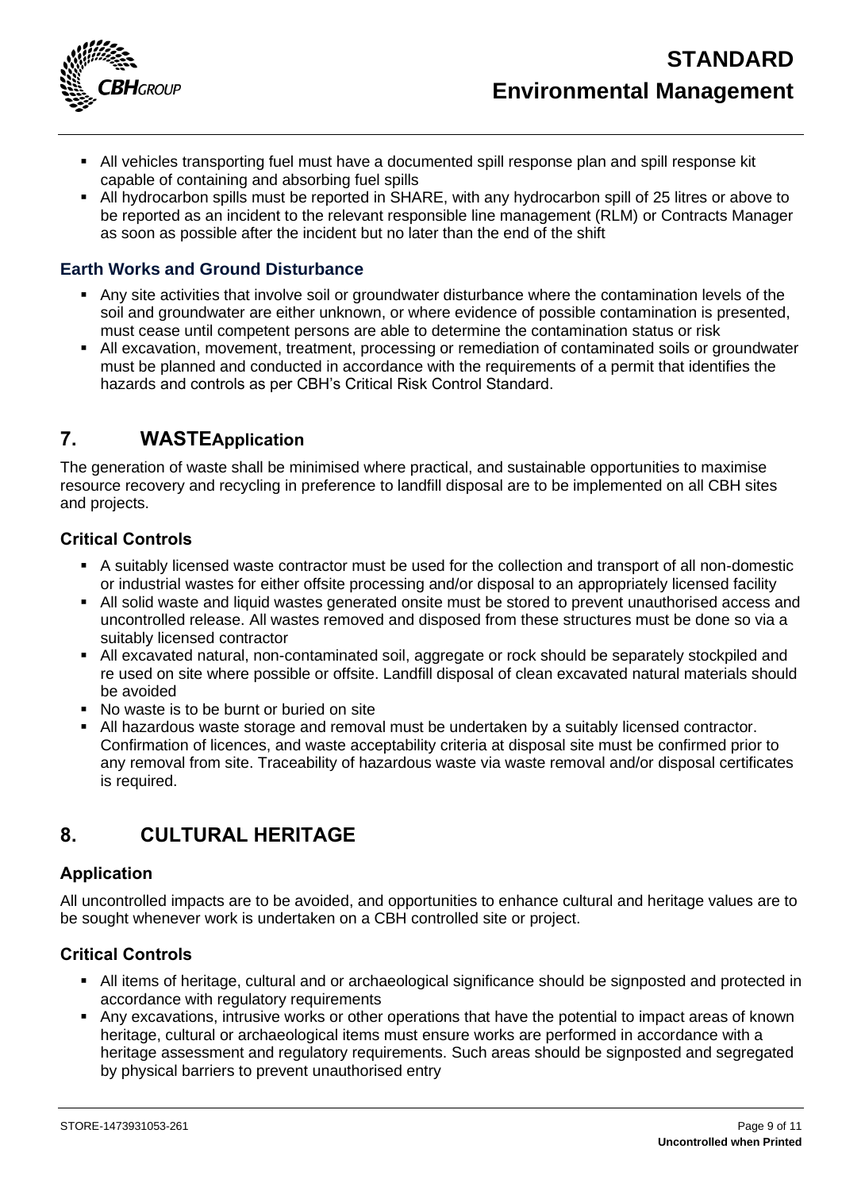- All vehicles transporting fuel must have a documented spill response plan and spill response kit capable of containing and absorbing fuel spills
- All hydrocarbon spills must be reported in SHARE, with any hydrocarbon spill of 25 litres or above to be reported as an incident to the relevant responsible line management (RLM) or Contracts Manager as soon as possible after the incident but no later than the end of the shift

### Earth Works and Ground Disturbance

- Any site activities that involve soil or groundwater disturbance where the contamination levels of the soil and groundwater are either unknown, or where evidence of possible contamination is presented, must cease until competent persons are able to determine the contamination status or risk
- All excavation, movement, treatment, processing or remediation of contaminated soils or groundwater must be planned and conducted in accordance with the requirements of a permit that identifies the hazards and controls as per CBH's Critical Risk Control Standard.

## 7. WASTEApplication

The generation of waste shall be minimised where practical, and sustainable opportunities to maximise resource recovery and recycling in preference to landfill disposal are to be implemented on all CBH sites and projects.

### Critical Controls

- A suitably licensed waste contractor must be used for the collection and transport of all non-domestic or industrial wastes for either offsite processing and/or disposal to an appropriately licensed facility
- All solid waste and liquid wastes generated onsite must be stored to prevent unauthorised access and uncontrolled release. All wastes removed and disposed from these structures must be done so via a suitably licensed contractor
- All excavated natural, non-contaminated soil, aggregate or rock should be separately stockpiled and re used on site where possible or offsite. Landfill disposal of clean excavated natural materials should be avoided
- No waste is to be burnt or buried on site
- All hazardous waste storage and removal must be undertaken by a suitably licensed contractor. Confirmation of licences, and waste acceptability criteria at disposal site must be confirmed prior to any removal from site. Traceability of hazardous waste via waste removal and/or disposal certificates is required.

## 8. CULTURAL HERITAGE

### Application

All uncontrolled impacts are to be avoided, and opportunities to enhance cultural and heritage values are to be sought whenever work is undertaken on a CBH controlled site or project.

### Critical Controls

- All items of heritage, cultural and or archaeological significance should be signposted and protected in accordance with regulatory requirements
- Any excavations, intrusive works or other operations that have the potential to impact areas of known heritage, cultural or archaeological items must ensure works are performed in accordance with a heritage assessment and regulatory requirements. Such areas should be signposted and segregated by physical barriers to prevent unauthorised entry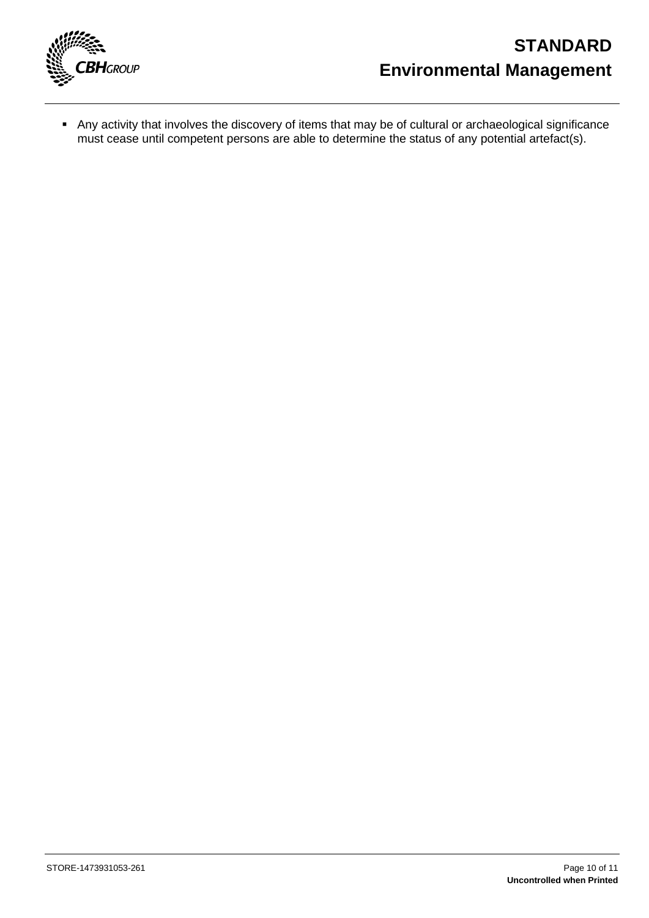- Any activity that involves the discovery of items that may be of cultural or archaeological significance must cease until competent persons are able to determine the status of any potential artefact(s).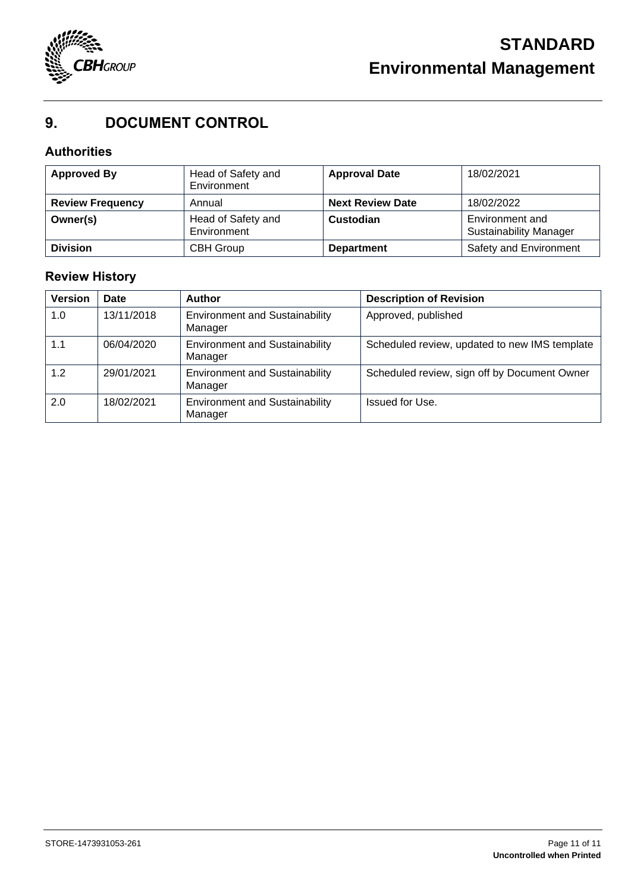# 9. DOCUMENT CONTROL

## Authorities

| | | | |
|---|---|---|---|
| **Approved By** | Head of Safety and Environment | **Approval Date** | 18/02/2021 |
| **Review Frequency** | Annual | **Next Review Date** | 18/02/2022 |
| **Owner(s)** | Head of Safety and Environment | **Custodian** | Environment and Sustainability Manager |
| **Division** | CBH Group | **Department** | Safety and Environment |

## Review History

| Version | Date | Author | Description of Revision |
|---|---|---|---|
| 1.0 | 13/11/2018 | Environment and Sustainability Manager | Approved, published |
| 1.1 | 06/04/2020 | Environment and Sustainability Manager | Scheduled review, updated to new IMS template |
| 1.2 | 29/01/2021 | Environment and Sustainability Manager | Scheduled review, sign off by Document Owner |
| 2.0 | 18/02/2021 | Environment and Sustainability Manager | Issued for Use. |